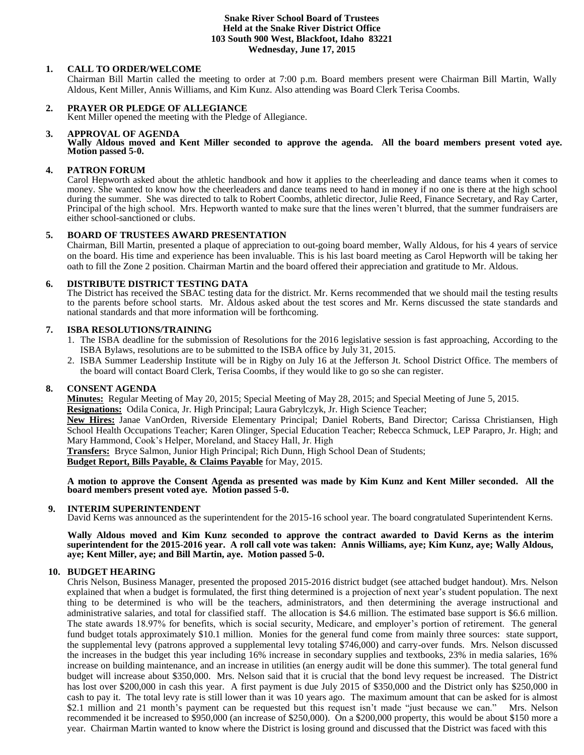**Snake River School Board of Trustees**
**Held at the Snake River District Office**
**103 South 900 West, Blackfoot, Idaho 83221**
**Wednesday, June 17, 2015**

**1. CALL TO ORDER/WELCOME**

Chairman Bill Martin called the meeting to order at 7:00 p.m. Board members present were Chairman Bill Martin, Wally Aldous, Kent Miller, Annis Williams, and Kim Kunz. Also attending was Board Clerk Terisa Coombs.

**2. PRAYER OR PLEDGE OF ALLEGIANCE**

Kent Miller opened the meeting with the Pledge of Allegiance.

**3. APPROVAL OF AGENDA**

**Wally Aldous moved and Kent Miller seconded to approve the agenda. All the board members present voted aye. Motion passed 5-0.**

**4. PATRON FORUM**

Carol Hepworth asked about the athletic handbook and how it applies to the cheerleading and dance teams when it comes to money. She wanted to know how the cheerleaders and dance teams need to hand in money if no one is there at the high school during the summer. She was directed to talk to Robert Coombs, athletic director, Julie Reed, Finance Secretary, and Ray Carter, Principal of the high school. Mrs. Hepworth wanted to make sure that the lines weren't blurred, that the summer fundraisers are either school-sanctioned or clubs.

**5. BOARD OF TRUSTEES AWARD PRESENTATION**

Chairman, Bill Martin, presented a plaque of appreciation to out-going board member, Wally Aldous, for his 4 years of service on the board. His time and experience has been invaluable. This is his last board meeting as Carol Hepworth will be taking her oath to fill the Zone 2 position. Chairman Martin and the board offered their appreciation and gratitude to Mr. Aldous.

**6. DISTRIBUTE DISTRICT TESTING DATA**

The District has received the SBAC testing data for the district. Mr. Kerns recommended that we should mail the testing results to the parents before school starts. Mr. Aldous asked about the test scores and Mr. Kerns discussed the state standards and national standards and that more information will be forthcoming.

**7. ISBA RESOLUTIONS/TRAINING**

1. The ISBA deadline for the submission of Resolutions for the 2016 legislative session is fast approaching, According to the ISBA Bylaws, resolutions are to be submitted to the ISBA office by July 31, 2015.
2. ISBA Summer Leadership Institute will be in Rigby on July 16 at the Jefferson Jt. School District Office. The members of the board will contact Board Clerk, Terisa Coombs, if they would like to go so she can register.

**8. CONSENT AGENDA**

**Minutes:** Regular Meeting of May 20, 2015; Special Meeting of May 28, 2015; and Special Meeting of June 5, 2015.
**Resignations:** Odila Conica, Jr. High Principal; Laura Gabrylczyk, Jr. High Science Teacher;
**New Hires:** Janae VanOrden, Riverside Elementary Principal; Daniel Roberts, Band Director; Carissa Christiansen, High School Health Occupations Teacher; Karen Olinger, Special Education Teacher; Rebecca Schmuck, LEP Parapro, Jr. High; and Mary Hammond, Cook's Helper, Moreland, and Stacey Hall, Jr. High
**Transfers:** Bryce Salmon, Junior High Principal; Rich Dunn, High School Dean of Students;
**Budget Report, Bills Payable, & Claims Payable** for May, 2015.

**A motion to approve the Consent Agenda as presented was made by Kim Kunz and Kent Miller seconded. All the board members present voted aye. Motion passed 5-0.**

**9. INTERIM SUPERINTENDENT**

David Kerns was announced as the superintendent for the 2015-16 school year. The board congratulated Superintendent Kerns.

**Wally Aldous moved and Kim Kunz seconded to approve the contract awarded to David Kerns as the interim superintendent for the 2015-2016 year. A roll call vote was taken: Annis Williams, aye; Kim Kunz, aye; Wally Aldous, aye; Kent Miller, aye; and Bill Martin, aye. Motion passed 5-0.**

**10. BUDGET HEARING**

Chris Nelson, Business Manager, presented the proposed 2015-2016 district budget (see attached budget handout). Mrs. Nelson explained that when a budget is formulated, the first thing determined is a projection of next year's student population. The next thing to be determined is who will be the teachers, administrators, and then determining the average instructional and administrative salaries, and total for classified staff. The allocation is $4.6 million. The estimated base support is $6.6 million. The state awards 18.97% for benefits, which is social security, Medicare, and employer's portion of retirement. The general fund budget totals approximately $10.1 million. Monies for the general fund come from mainly three sources: state support, the supplemental levy (patrons approved a supplemental levy totaling $746,000) and carry-over funds. Mrs. Nelson discussed the increases in the budget this year including 16% increase in secondary supplies and textbooks, 23% in media salaries, 16% increase on building maintenance, and an increase in utilities (an energy audit will be done this summer). The total general fund budget will increase about $350,000. Mrs. Nelson said that it is crucial that the bond levy request be increased. The District has lost over $200,000 in cash this year. A first payment is due July 2015 of $350,000 and the District only has $250,000 in cash to pay it. The total levy rate is still lower than it was 10 years ago. The maximum amount that can be asked for is almost $2.1 million and 21 month's payment can be requested but this request isn't made "just because we can." Mrs. Nelson recommended it be increased to $950,000 (an increase of $250,000). On a $200,000 property, this would be about $150 more a year. Chairman Martin wanted to know where the District is losing ground and discussed that the District was faced with this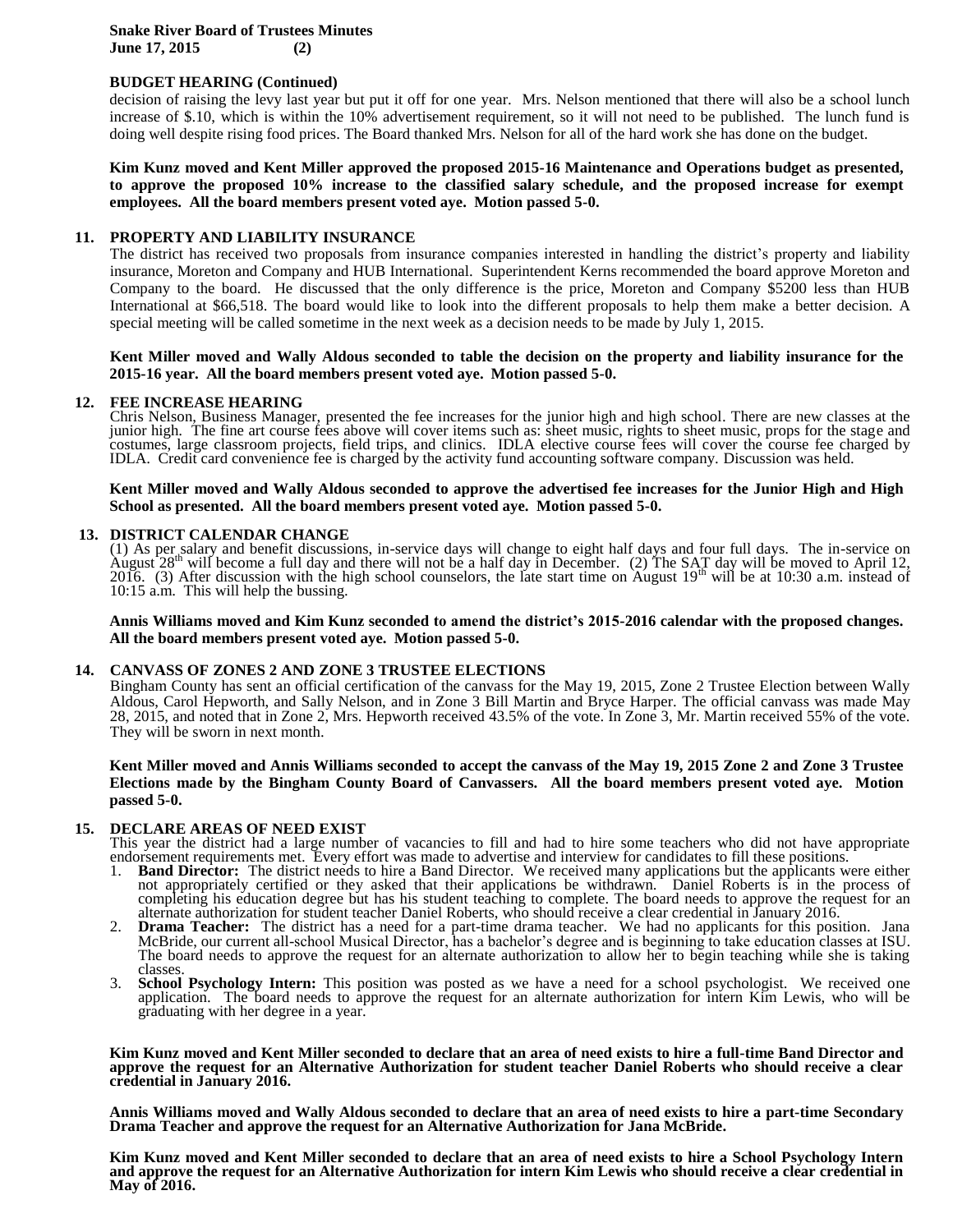**BUDGET HEARING (Continued)**

decision of raising the levy last year but put it off for one year. Mrs. Nelson mentioned that there will also be a school lunch increase of $.10, which is within the 10% advertisement requirement, so it will not need to be published. The lunch fund is doing well despite rising food prices. The Board thanked Mrs. Nelson for all of the hard work she has done on the budget.

**Kim Kunz moved and Kent Miller approved the proposed 2015-16 Maintenance and Operations budget as presented, to approve the proposed 10% increase to the classified salary schedule, and the proposed increase for exempt employees. All the board members present voted aye. Motion passed 5-0.**

**11. PROPERTY AND LIABILITY INSURANCE**

The district has received two proposals from insurance companies interested in handling the district's property and liability insurance, Moreton and Company and HUB International. Superintendent Kerns recommended the board approve Moreton and Company to the board. He discussed that the only difference is the price, Moreton and Company $5200 less than HUB International at $66,518. The board would like to look into the different proposals to help them make a better decision. A special meeting will be called sometime in the next week as a decision needs to be made by July 1, 2015.

**Kent Miller moved and Wally Aldous seconded to table the decision on the property and liability insurance for the 2015-16 year. All the board members present voted aye. Motion passed 5-0.**

**12. FEE INCREASE HEARING**

Chris Nelson, Business Manager, presented the fee increases for the junior high and high school. There are new classes at the junior high. The fine art course fees above will cover items such as: sheet music, rights to sheet music, props for the stage and costumes, large classroom projects, field trips, and clinics. IDLA elective course fees will cover the course fee charged by IDLA. Credit card convenience fee is charged by the activity fund accounting software company. Discussion was held.

**Kent Miller moved and Wally Aldous seconded to approve the advertised fee increases for the Junior High and High School as presented. All the board members present voted aye. Motion passed 5-0.**

**13. DISTRICT CALENDAR CHANGE**

(1) As per salary and benefit discussions, in-service days will change to eight half days and four full days. The in-service on August 28th will become a full day and there will not be a half day in December. (2) The SAT day will be moved to April 12, 2016. (3) After discussion with the high school counselors, the late start time on August 19th will be at 10:30 a.m. instead of 10:15 a.m. This will help the bussing.

**Annis Williams moved and Kim Kunz seconded to amend the district's 2015-2016 calendar with the proposed changes. All the board members present voted aye. Motion passed 5-0.**

**14. CANVASS OF ZONES 2 AND ZONE 3 TRUSTEE ELECTIONS**

Bingham County has sent an official certification of the canvass for the May 19, 2015, Zone 2 Trustee Election between Wally Aldous, Carol Hepworth, and Sally Nelson, and in Zone 3 Bill Martin and Bryce Harper. The official canvass was made May 28, 2015, and noted that in Zone 2, Mrs. Hepworth received 43.5% of the vote. In Zone 3, Mr. Martin received 55% of the vote. They will be sworn in next month.

**Kent Miller moved and Annis Williams seconded to accept the canvass of the May 19, 2015 Zone 2 and Zone 3 Trustee Elections made by the Bingham County Board of Canvassers. All the board members present voted aye. Motion passed 5-0.**

**15. DECLARE AREAS OF NEED EXIST**

This year the district had a large number of vacancies to fill and had to hire some teachers who did not have appropriate endorsement requirements met. Every effort was made to advertise and interview for candidates to fill these positions.

1. **Band Director:** The district needs to hire a Band Director. We received many applications but the applicants were either not appropriately certified or they asked that their applications be withdrawn. Daniel Roberts is in the process of completing his education degree but has his student teaching to complete. The board needs to approve the request for an alternate authorization for student teacher Daniel Roberts, who should receive a clear credential in January 2016.
2. **Drama Teacher:** The district has a need for a part-time drama teacher. We had no applicants for this position. Jana McBride, our current all-school Musical Director, has a bachelor's degree and is beginning to take education classes at ISU. The board needs to approve the request for an alternate authorization to allow her to begin teaching while she is taking classes.
3. **School Psychology Intern:** This position was posted as we have a need for a school psychologist. We received one application. The board needs to approve the request for an alternate authorization for intern Kim Lewis, who will be graduating with her degree in a year.

**Kim Kunz moved and Kent Miller seconded to declare that an area of need exists to hire a full-time Band Director and approve the request for an Alternative Authorization for student teacher Daniel Roberts who should receive a clear credential in January 2016.**

**Annis Williams moved and Wally Aldous seconded to declare that an area of need exists to hire a part-time Secondary Drama Teacher and approve the request for an Alternative Authorization for Jana McBride.**

**Kim Kunz moved and Kent Miller seconded to declare that an area of need exists to hire a School Psychology Intern and approve the request for an Alternative Authorization for intern Kim Lewis who should receive a clear credential in May of 2016.**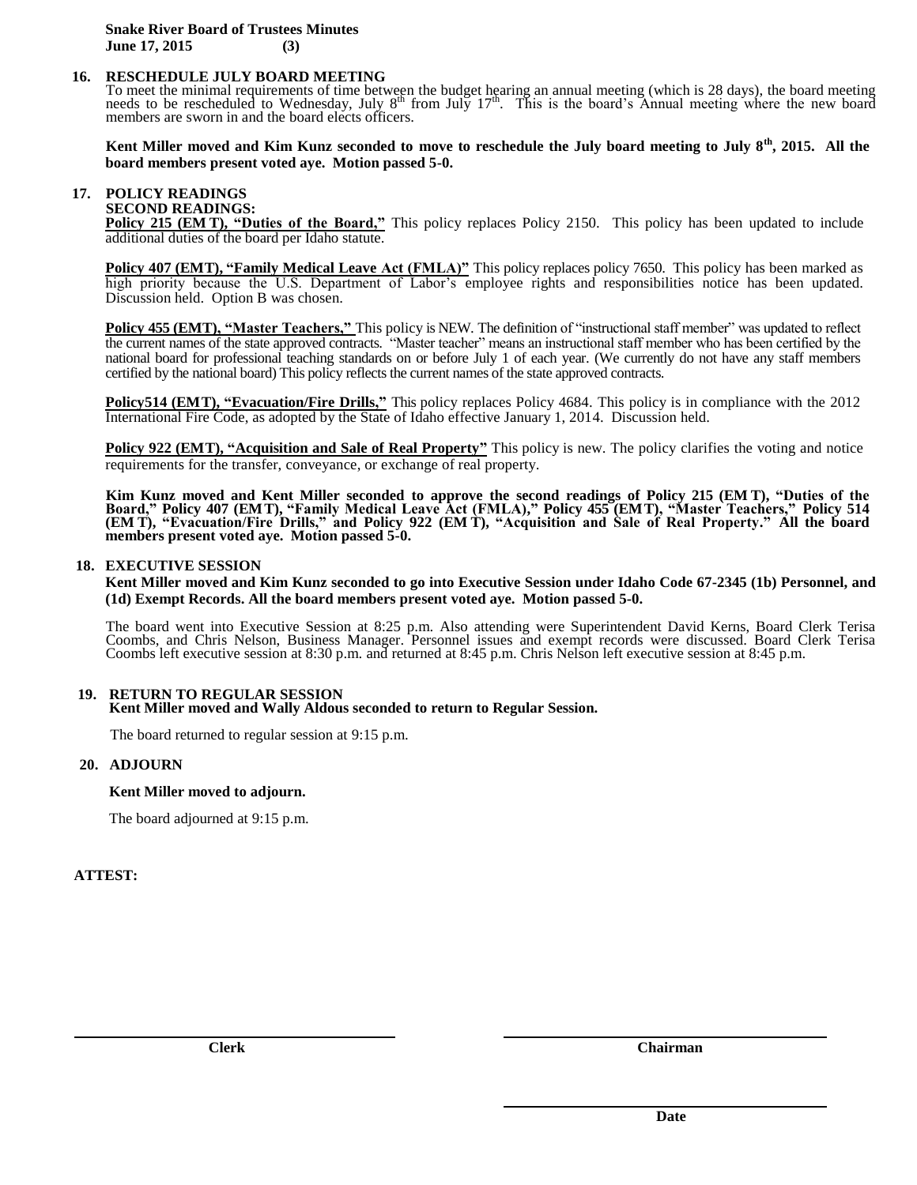**16. RESCHEDULE JULY BOARD MEETING**

To meet the minimal requirements of time between the budget hearing an annual meeting (which is 28 days), the board meeting needs to be rescheduled to Wednesday, July 8th from July 17th. This is the board's Annual meeting where the new board members are sworn in and the board elects officers.

**Kent Miller moved and Kim Kunz seconded to move to reschedule the July board meeting to July 8th, 2015. All the board members present voted aye. Motion passed 5-0.**

**17. POLICY READINGS**

**SECOND READINGS:**

**Policy 215 (EMT), "Duties of the Board,"** This policy replaces Policy 2150. This policy has been updated to include additional duties of the board per Idaho statute.

**Policy 407 (EMT), "Family Medical Leave Act (FMLA)"** This policy replaces policy 7650. This policy has been marked as high priority because the U.S. Department of Labor's employee rights and responsibilities notice has been updated. Discussion held. Option B was chosen.

**Policy 455 (EMT), "Master Teachers,"** This policy is NEW. The definition of "instructional staff member" was updated to reflect the current names of the state approved contracts. "Master teacher" means an instructional staff member who has been certified by the national board for professional teaching standards on or before July 1 of each year. (We currently do not have any staff members certified by the national board) This policy reflects the current names of the state approved contracts.

**Policy514 (EMT), "Evacuation/Fire Drills,"** This policy replaces Policy 4684. This policy is in compliance with the 2012 International Fire Code, as adopted by the State of Idaho effective January 1, 2014. Discussion held.

**Policy 922 (EMT), "Acquisition and Sale of Real Property"** This policy is new. The policy clarifies the voting and notice requirements for the transfer, conveyance, or exchange of real property.

**Kim Kunz moved and Kent Miller seconded to approve the second readings of Policy 215 (EMT), "Duties of the Board," Policy 407 (EMT), "Family Medical Leave Act (FMLA)," Policy 455 (EMT), "Master Teachers," Policy 514 (EMT), "Evacuation/Fire Drills," and Policy 922 (EMT), "Acquisition and Sale of Real Property." All the board members present voted aye. Motion passed 5-0.**

**18. EXECUTIVE SESSION**

**Kent Miller moved and Kim Kunz seconded to go into Executive Session under Idaho Code 67-2345 (1b) Personnel, and (1d) Exempt Records. All the board members present voted aye. Motion passed 5-0.**

The board went into Executive Session at 8:25 p.m. Also attending were Superintendent David Kerns, Board Clerk Terisa Coombs, and Chris Nelson, Business Manager. Personnel issues and exempt records were discussed. Board Clerk Terisa Coombs left executive session at 8:30 p.m. and returned at 8:45 p.m. Chris Nelson left executive session at 8:45 p.m.

**19. RETURN TO REGULAR SESSION**

**Kent Miller moved and Wally Aldous seconded to return to Regular Session.**

The board returned to regular session at 9:15 p.m.

**20. ADJOURN**

**Kent Miller moved to adjourn.**

The board adjourned at 9:15 p.m.

**ATTEST:**

\_\_\_\_\_\_\_\_\_\_\_\_\_\_\_\_\_\_\_\_\_\_\_\_\_\_\_\_ 
**Clerk**

\_\_\_\_\_\_\_\_\_\_\_\_\_\_\_\_\_\_\_\_\_\_\_\_\_\_\_\_ 
**Chairman**

\_\_\_\_\_\_\_\_\_\_\_\_\_\_\_\_\_\_\_\_\_\_\_\_\_\_\_\_ 
**Date**